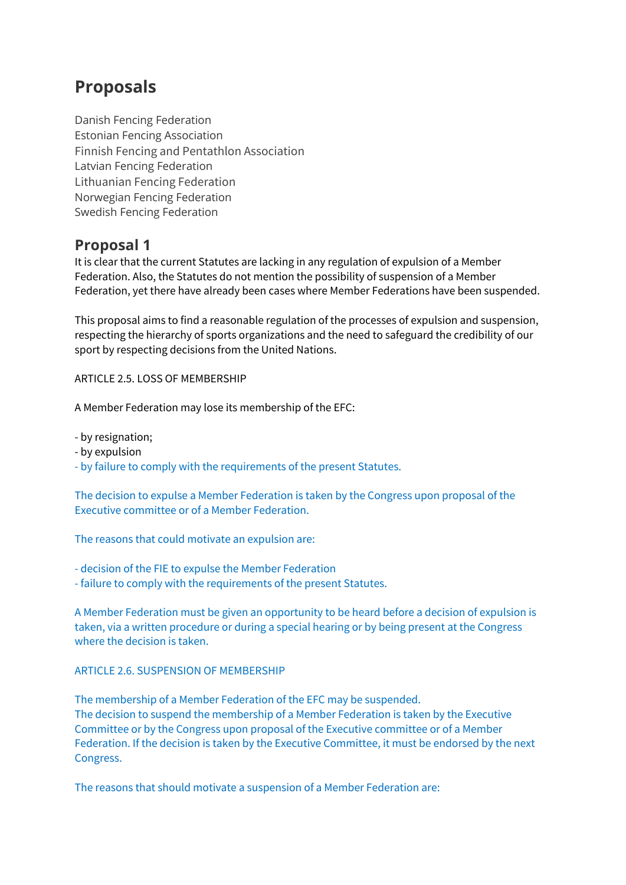# Proposals

Danish Fencing Federation
Estonian Fencing Association
Finnish Fencing and Pentathlon Association
Latvian Fencing Federation
Lithuanian Fencing Federation
Norwegian Fencing Federation
Swedish Fencing Federation

## Proposal 1

It is clear that the current Statutes are lacking in any regulation of expulsion of a Member Federation. Also, the Statutes do not mention the possibility of suspension of a Member Federation, yet there have already been cases where Member Federations have been suspended.

This proposal aims to find a reasonable regulation of the processes of expulsion and suspension, respecting the hierarchy of sports organizations and the need to safeguard the credibility of our sport by respecting decisions from the United Nations.

ARTICLE 2.5. LOSS OF MEMBERSHIP

A Member Federation may lose its membership of the EFC:

- by resignation;
- by expulsion
- by failure to comply with the requirements of the present Statutes.

The decision to expulse a Member Federation is taken by the Congress upon proposal of the Executive committee or of a Member Federation.

The reasons that could motivate an expulsion are:

- decision of the FIE to expulse the Member Federation
- failure to comply with the requirements of the present Statutes.

A Member Federation must be given an opportunity to be heard before a decision of expulsion is taken, via a written procedure or during a special hearing or by being present at the Congress where the decision is taken.

ARTICLE 2.6. SUSPENSION OF MEMBERSHIP

The membership of a Member Federation of the EFC may be suspended.
The decision to suspend the membership of a Member Federation is taken by the Executive Committee or by the Congress upon proposal of the Executive committee or of a Member Federation. If the decision is taken by the Executive Committee, it must be endorsed by the next Congress.

The reasons that should motivate a suspension of a Member Federation are: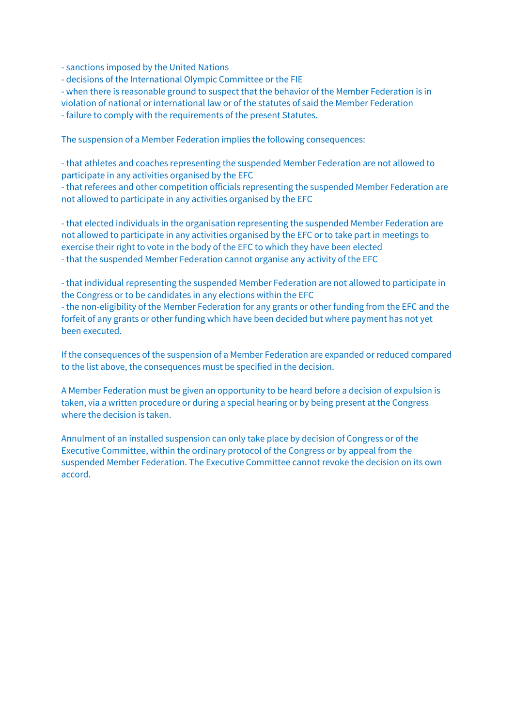- sanctions imposed by the United Nations
- decisions of the International Olympic Committee or the FIE
- when there is reasonable ground to suspect that the behavior of the Member Federation is in violation of national or international law or of the statutes of said the Member Federation
- failure to comply with the requirements of the present Statutes.

The suspension of a Member Federation implies the following consequences:

- that athletes and coaches representing the suspended Member Federation are not allowed to participate in any activities organised by the EFC
- that referees and other competition officials representing the suspended Member Federation are not allowed to participate in any activities organised by the EFC

- that elected individuals in the organisation representing the suspended Member Federation are not allowed to participate in any activities organised by the EFC or to take part in meetings to exercise their right to vote in the body of the EFC to which they have been elected
- that the suspended Member Federation cannot organise any activity of the EFC

- that individual representing the suspended Member Federation are not allowed to participate in the Congress or to be candidates in any elections within the EFC
- the non-eligibility of the Member Federation for any grants or other funding from the EFC and the forfeit of any grants or other funding which have been decided but where payment has not yet been executed.

If the consequences of the suspension of a Member Federation are expanded or reduced compared to the list above, the consequences must be specified in the decision.

A Member Federation must be given an opportunity to be heard before a decision of expulsion is taken, via a written procedure or during a special hearing or by being present at the Congress where the decision is taken.

Annulment of an installed suspension can only take place by decision of Congress or of the Executive Committee, within the ordinary protocol of the Congress or by appeal from the suspended Member Federation. The Executive Committee cannot revoke the decision on its own accord.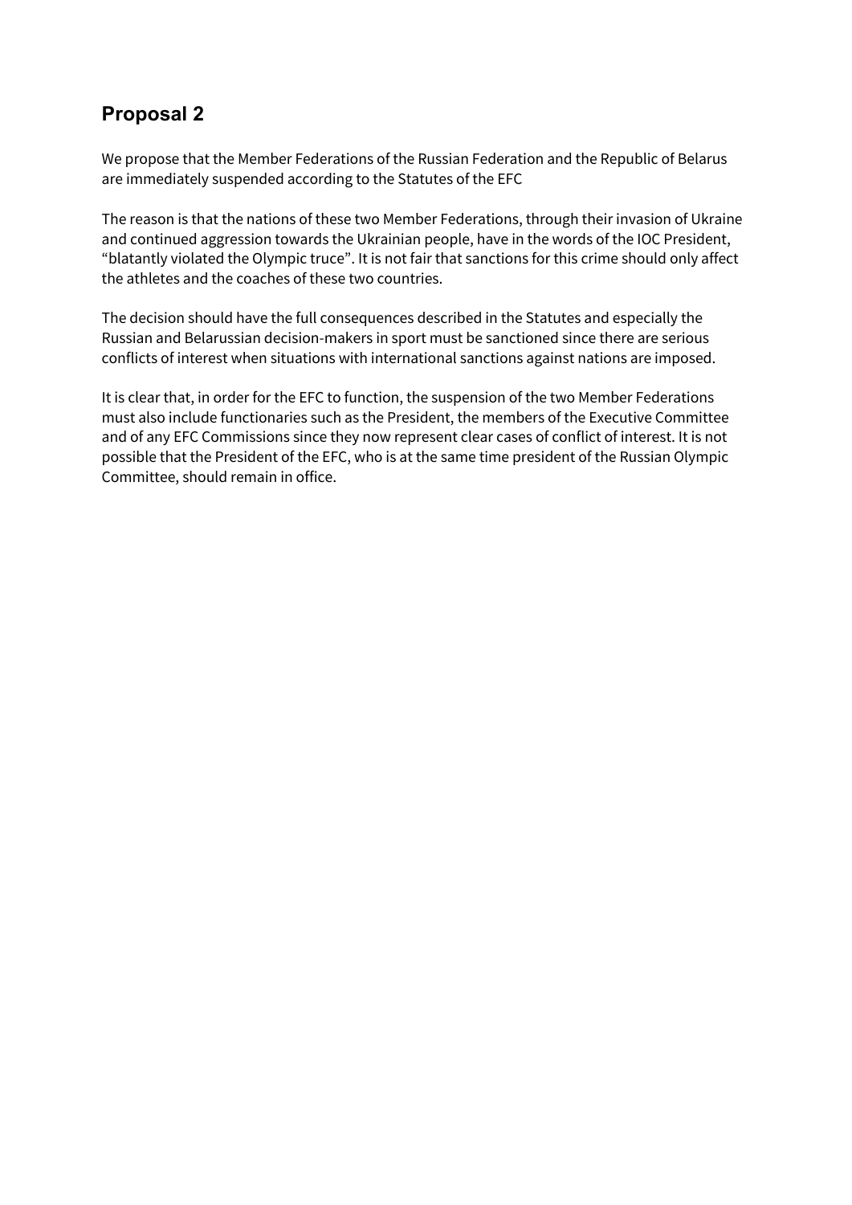## Proposal 2

We propose that the Member Federations of the Russian Federation and the Republic of Belarus are immediately suspended according to the Statutes of the EFC

The reason is that the nations of these two Member Federations, through their invasion of Ukraine and continued aggression towards the Ukrainian people, have in the words of the IOC President, "blatantly violated the Olympic truce". It is not fair that sanctions for this crime should only affect the athletes and the coaches of these two countries.

The decision should have the full consequences described in the Statutes and especially the Russian and Belarussian decision-makers in sport must be sanctioned since there are serious conflicts of interest when situations with international sanctions against nations are imposed.

It is clear that, in order for the EFC to function, the suspension of the two Member Federations must also include functionaries such as the President, the members of the Executive Committee and of any EFC Commissions since they now represent clear cases of conflict of interest. It is not possible that the President of the EFC, who is at the same time president of the Russian Olympic Committee, should remain in office.